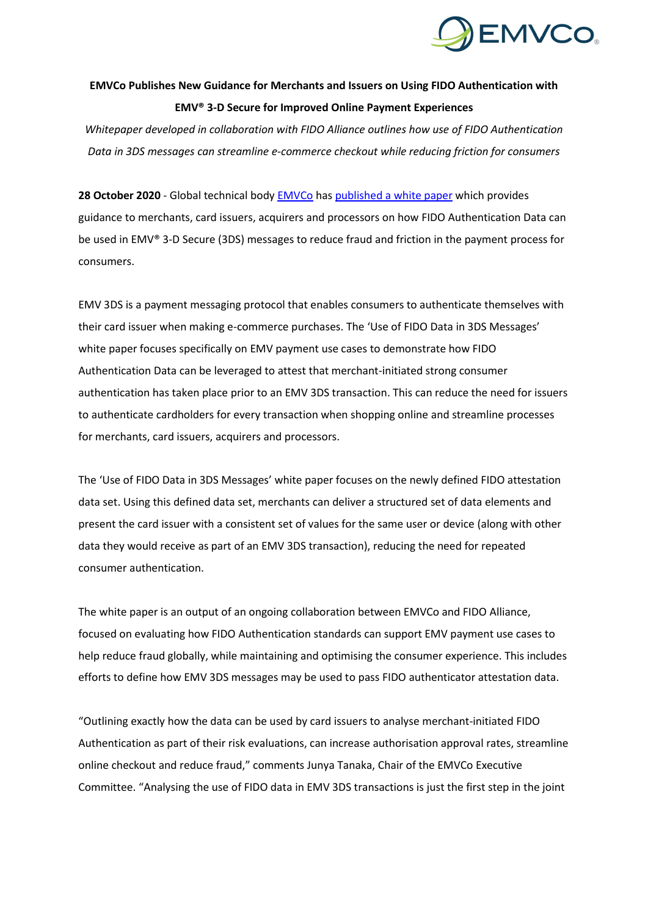**EMVCo Publishes New Guidance for Merchants and Issuers on Using FIDO Authentication with EMV® 3-D Secure for Improved Online Payment Experiences**

*Whitepaper developed in collaboration with FIDO Alliance outlines how use of FIDO Authentication Data in 3DS messages can streamline e-commerce checkout while reducing friction for consumers*

**28 October 2020** - Global technical body [EMVCo]() has [published a white paper]() which provides guidance to merchants, card issuers, acquirers and processors on how FIDO Authentication Data can be used in EMV® 3-D Secure (3DS) messages to reduce fraud and friction in the payment process for consumers.

EMV 3DS is a payment messaging protocol that enables consumers to authenticate themselves with their card issuer when making e-commerce purchases. The 'Use of FIDO Data in 3DS Messages' white paper focuses specifically on EMV payment use cases to demonstrate how FIDO Authentication Data can be leveraged to attest that merchant-initiated strong consumer authentication has taken place prior to an EMV 3DS transaction. This can reduce the need for issuers to authenticate cardholders for every transaction when shopping online and streamline processes for merchants, card issuers, acquirers and processors.

The 'Use of FIDO Data in 3DS Messages' white paper focuses on the newly defined FIDO attestation data set. Using this defined data set, merchants can deliver a structured set of data elements and present the card issuer with a consistent set of values for the same user or device (along with other data they would receive as part of an EMV 3DS transaction), reducing the need for repeated consumer authentication.

The white paper is an output of an ongoing collaboration between EMVCo and FIDO Alliance, focused on evaluating how FIDO Authentication standards can support EMV payment use cases to help reduce fraud globally, while maintaining and optimising the consumer experience. This includes efforts to define how EMV 3DS messages may be used to pass FIDO authenticator attestation data.

"Outlining exactly how the data can be used by card issuers to analyse merchant-initiated FIDO Authentication as part of their risk evaluations, can increase authorisation approval rates, streamline online checkout and reduce fraud," comments Junya Tanaka, Chair of the EMVCo Executive Committee. "Analysing the use of FIDO data in EMV 3DS transactions is just the first step in the joint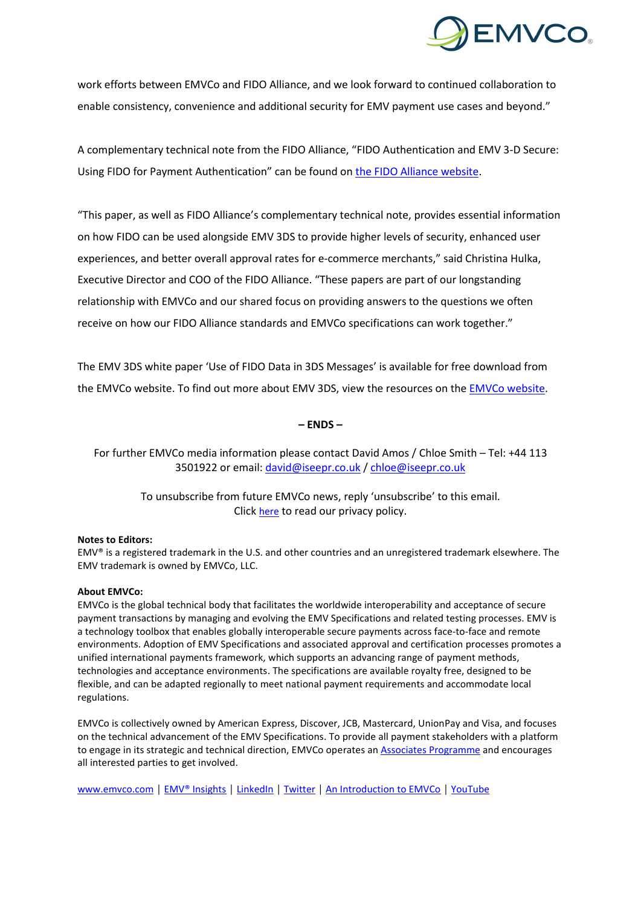work efforts between EMVCo and FIDO Alliance, and we look forward to continued collaboration to enable consistency, convenience and additional security for EMV payment use cases and beyond."

A complementary technical note from the FIDO Alliance, "FIDO Authentication and EMV 3-D Secure: Using FIDO for Payment Authentication" can be found on the FIDO Alliance website.

"This paper, as well as FIDO Alliance's complementary technical note, provides essential information on how FIDO can be used alongside EMV 3DS to provide higher levels of security, enhanced user experiences, and better overall approval rates for e-commerce merchants," said Christina Hulka, Executive Director and COO of the FIDO Alliance. "These papers are part of our longstanding relationship with EMVCo and our shared focus on providing answers to the questions we often receive on how our FIDO Alliance standards and EMVCo specifications can work together."

The EMV 3DS white paper 'Use of FIDO Data in 3DS Messages' is available for free download from the EMVCo website. To find out more about EMV 3DS, view the resources on the EMVCo website.

**– ENDS –**

For further EMVCo media information please contact David Amos / Chloe Smith – Tel: +44 113 3501922 or email: david@iseepr.co.uk / chloe@iseepr.co.uk

To unsubscribe from future EMVCo news, reply 'unsubscribe' to this email.
Click here to read our privacy policy.

**Notes to Editors:**
EMV® is a registered trademark in the U.S. and other countries and an unregistered trademark elsewhere. The EMV trademark is owned by EMVCo, LLC.

**About EMVCo:**
EMVCo is the global technical body that facilitates the worldwide interoperability and acceptance of secure payment transactions by managing and evolving the EMV Specifications and related testing processes. EMV is a technology toolbox that enables globally interoperable secure payments across face-to-face and remote environments. Adoption of EMV Specifications and associated approval and certification processes promotes a unified international payments framework, which supports an advancing range of payment methods, technologies and acceptance environments. The specifications are available royalty free, designed to be flexible, and can be adapted regionally to meet national payment requirements and accommodate local regulations.

EMVCo is collectively owned by American Express, Discover, JCB, Mastercard, UnionPay and Visa, and focuses on the technical advancement of the EMV Specifications. To provide all payment stakeholders with a platform to engage in its strategic and technical direction, EMVCo operates an Associates Programme and encourages all interested parties to get involved.

www.emvco.com | EMV® Insights | LinkedIn | Twitter | An Introduction to EMVCo | YouTube